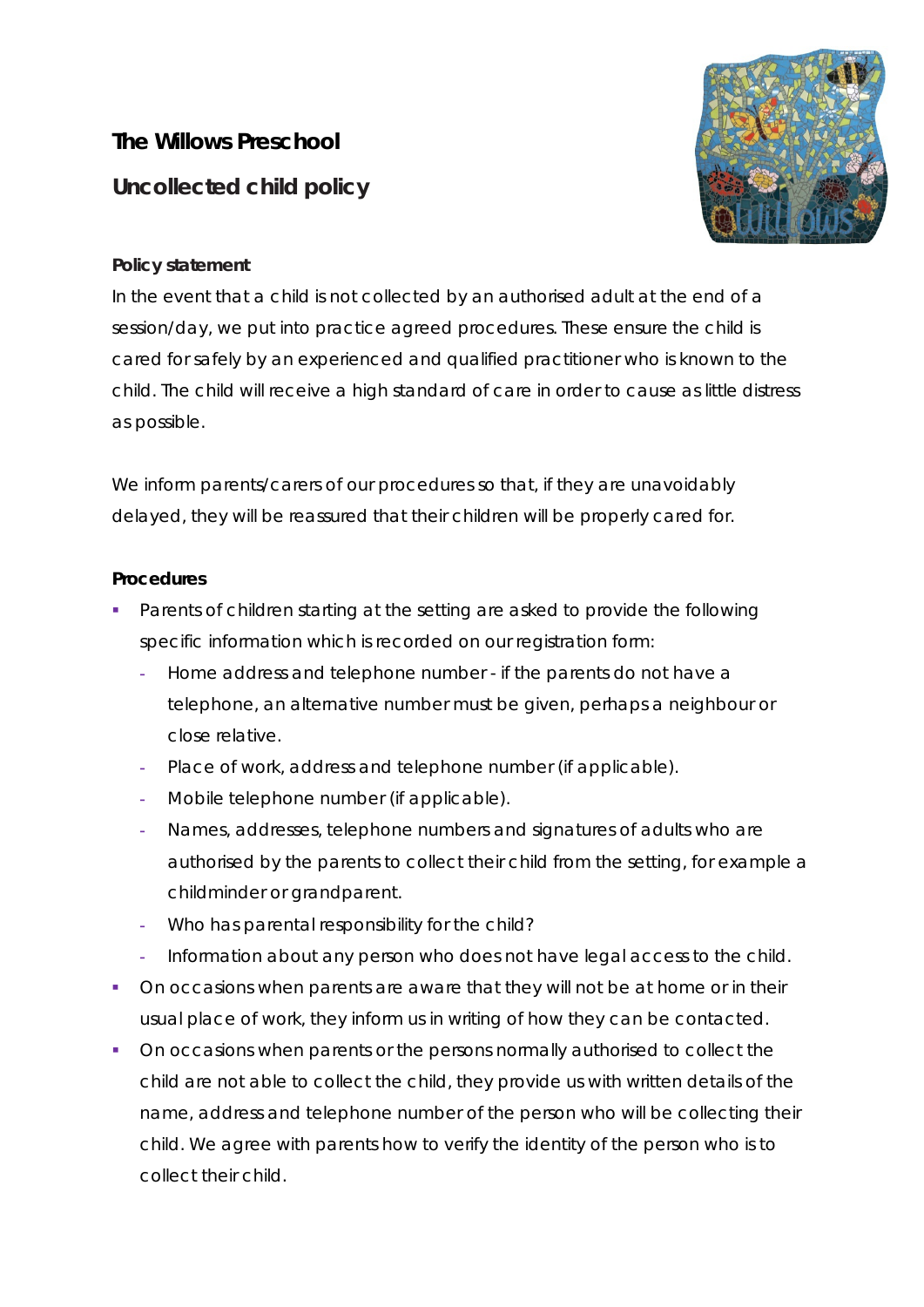# The Willows Preschool

## Uncollected child policy

### Policy statement

In the event that a child is not collected by an authorised adult at the end of a session/day, we put into practice agreed procedures. These ensure the child is cared for safely by an experienced and qualified practitioner who is known to the child. The child will receive a high standard of care in order to cause as little distress as possible.

We inform parents/carers of our procedures so that, if they are unavoidably delayed, they will be reassured that their children will be properly cared for.

### Procedures

- Parents of children starting at the setting are asked to provide the following specific information which is recorded on our registration form:
  - Home address and telephone number - if the parents do not have a telephone, an alternative number must be given, perhaps a neighbour or close relative.
  - Place of work, address and telephone number (if applicable).
  - Mobile telephone number (if applicable).
  - Names, addresses, telephone numbers and signatures of adults who are authorised by the parents to collect their child from the setting, for example a childminder or grandparent.
  - Who has parental responsibility for the child?
  - Information about any person who does not have legal access to the child.
- On occasions when parents are aware that they will not be at home or in their usual place of work, they inform us in writing of how they can be contacted.
- On occasions when parents or the persons normally authorised to collect the child are not able to collect the child, they provide us with written details of the name, address and telephone number of the person who will be collecting their child. We agree with parents how to verify the identity of the person who is to collect their child.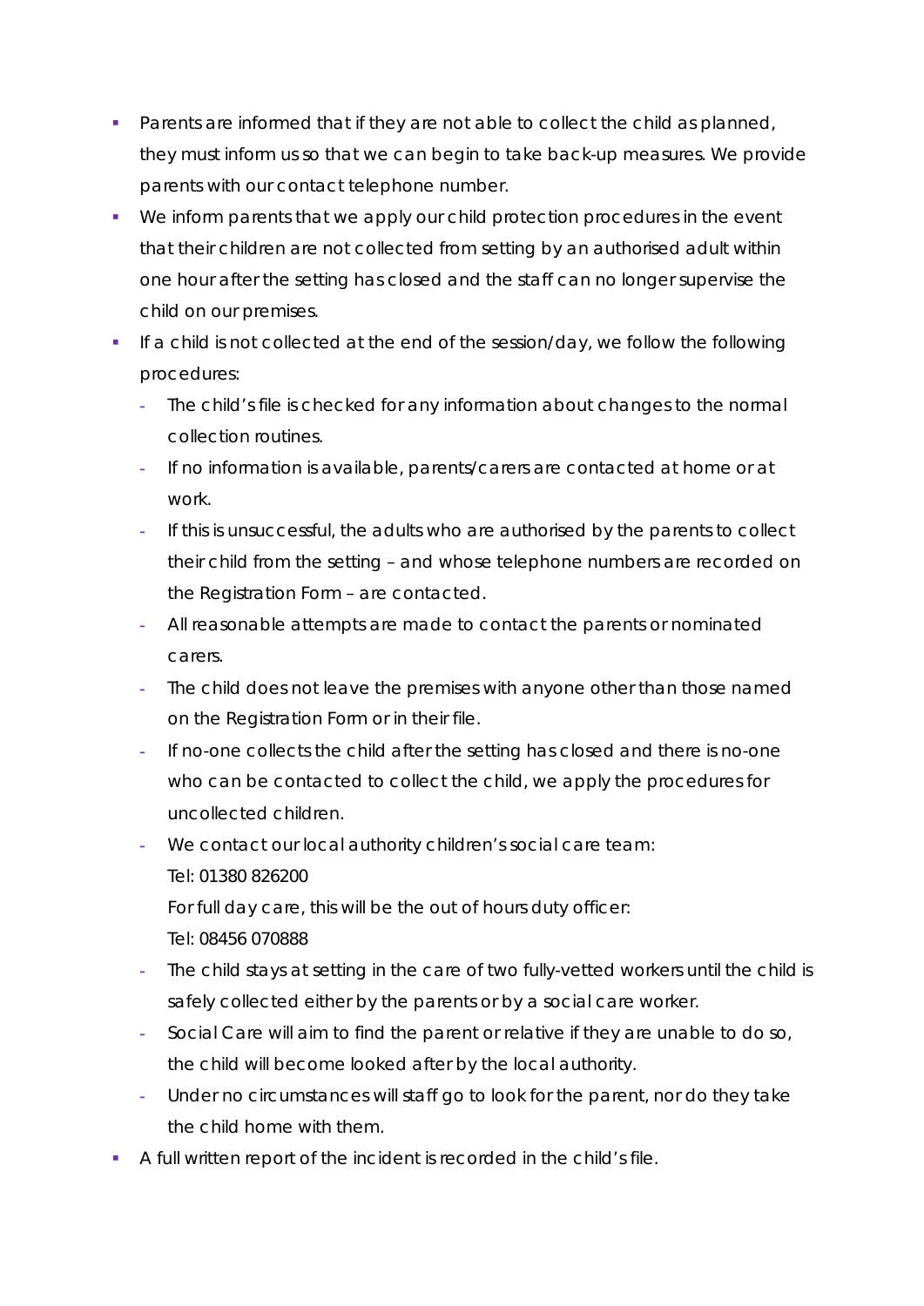- Parents are informed that if they are not able to collect the child as planned, they must inform us so that we can begin to take back-up measures. We provide parents with our contact telephone number.
- We inform parents that we apply our child protection procedures in the event that their children are not collected from setting by an authorised adult within one hour after the setting has closed and the staff can no longer supervise the child on our premises.
- If a child is not collected at the end of the session/day, we follow the following procedures:
  - The child's file is checked for any information about changes to the normal collection routines.
  - If no information is available, parents/carers are contacted at home or at work.
  - If this is unsuccessful, the adults who are authorised by the parents to collect their child from the setting – and whose telephone numbers are recorded on the Registration Form – are contacted.
  - All reasonable attempts are made to contact the parents or nominated carers.
  - The child does not leave the premises with anyone other than those named on the Registration Form or in their file.
  - If no-one collects the child after the setting has closed and there is no-one who can be contacted to collect the child, we apply the procedures for uncollected children.
  - We contact our local authority children's social care team:
    Tel: 01380 826200
    For full day care, this will be the out of hours duty officer:
    Tel: 08456 070888
  - The child stays at setting in the care of two fully-vetted workers until the child is safely collected either by the parents or by a social care worker.
  - Social Care will aim to find the parent or relative if they are unable to do so, the child will become looked after by the local authority.
  - Under no circumstances will staff go to look for the parent, nor do they take the child home with them.
- A full written report of the incident is recorded in the child's file.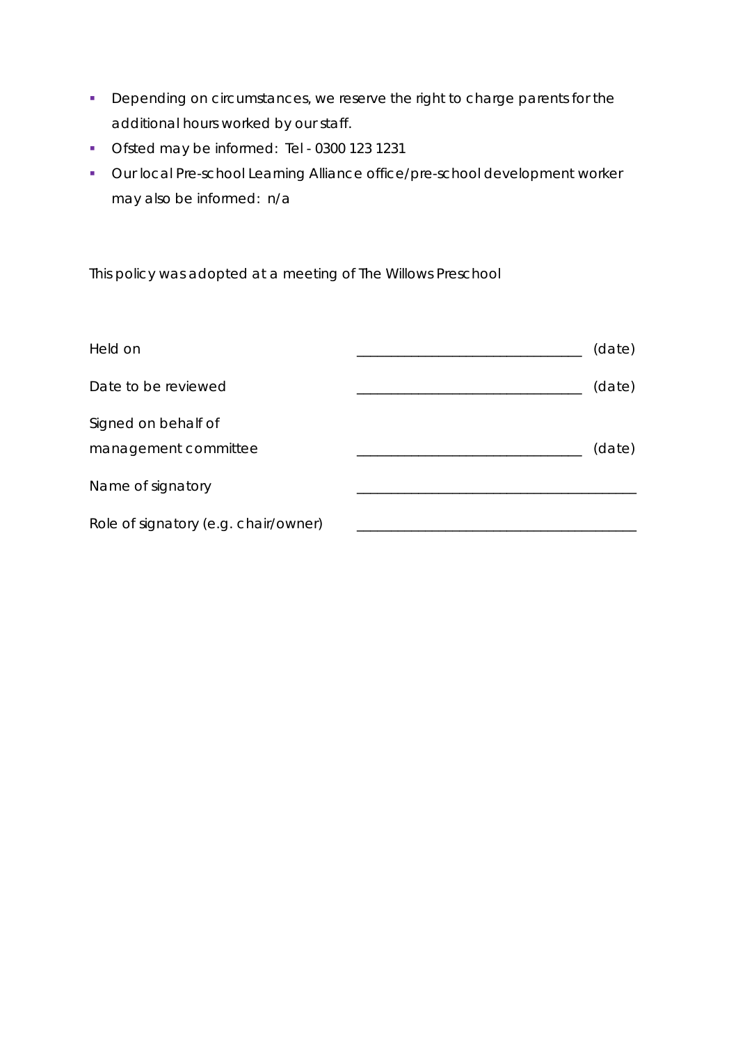- Depending on circumstances, we reserve the right to charge parents for the additional hours worked by our staff.
- Ofsted may be informed: Tel - 0300 123 1231
- Our local Pre-school Learning Alliance office/pre-school development worker may also be informed: n/a

This policy was adopted at a meeting of The Willows Preschool

| | | |
|---|---|---|
| Held on | ________________________________ | (date) |
| Date to be reviewed | ________________________________ | (date) |
| Signed on behalf of management committee | ________________________________ | (date) |
| Name of signatory | ________________________________________ | |
| Role of signatory (e.g. chair/owner) | ________________________________________ | |